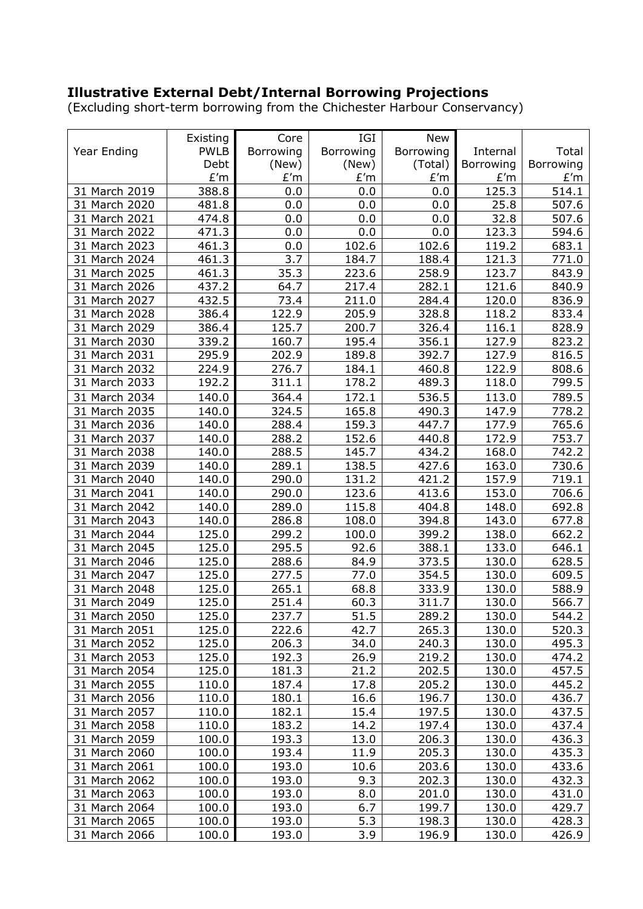**Illustrative External Debt/Internal Borrowing Projections**

(Excluding short-term borrowing from the Chichester Harbour Conservancy)

| Year Ending | Existing PWLB Debt £'m | Core Borrowing (New) £'m | IGI Borrowing (New) £'m | New Borrowing (Total) £'m | Internal Borrowing £'m | Total Borrowing £'m |
|---|---|---|---|---|---|---|
| 31 March 2019 | 388.8 | 0.0 | 0.0 | 0.0 | 125.3 | 514.1 |
| 31 March 2020 | 481.8 | 0.0 | 0.0 | 0.0 | 25.8 | 507.6 |
| 31 March 2021 | 474.8 | 0.0 | 0.0 | 0.0 | 32.8 | 507.6 |
| 31 March 2022 | 471.3 | 0.0 | 0.0 | 0.0 | 123.3 | 594.6 |
| 31 March 2023 | 461.3 | 0.0 | 102.6 | 102.6 | 119.2 | 683.1 |
| 31 March 2024 | 461.3 | 3.7 | 184.7 | 188.4 | 121.3 | 771.0 |
| 31 March 2025 | 461.3 | 35.3 | 223.6 | 258.9 | 123.7 | 843.9 |
| 31 March 2026 | 437.2 | 64.7 | 217.4 | 282.1 | 121.6 | 840.9 |
| 31 March 2027 | 432.5 | 73.4 | 211.0 | 284.4 | 120.0 | 836.9 |
| 31 March 2028 | 386.4 | 122.9 | 205.9 | 328.8 | 118.2 | 833.4 |
| 31 March 2029 | 386.4 | 125.7 | 200.7 | 326.4 | 116.1 | 828.9 |
| 31 March 2030 | 339.2 | 160.7 | 195.4 | 356.1 | 127.9 | 823.2 |
| 31 March 2031 | 295.9 | 202.9 | 189.8 | 392.7 | 127.9 | 816.5 |
| 31 March 2032 | 224.9 | 276.7 | 184.1 | 460.8 | 122.9 | 808.6 |
| 31 March 2033 | 192.2 | 311.1 | 178.2 | 489.3 | 118.0 | 799.5 |
| 31 March 2034 | 140.0 | 364.4 | 172.1 | 536.5 | 113.0 | 789.5 |
| 31 March 2035 | 140.0 | 324.5 | 165.8 | 490.3 | 147.9 | 778.2 |
| 31 March 2036 | 140.0 | 288.4 | 159.3 | 447.7 | 177.9 | 765.6 |
| 31 March 2037 | 140.0 | 288.2 | 152.6 | 440.8 | 172.9 | 753.7 |
| 31 March 2038 | 140.0 | 288.5 | 145.7 | 434.2 | 168.0 | 742.2 |
| 31 March 2039 | 140.0 | 289.1 | 138.5 | 427.6 | 163.0 | 730.6 |
| 31 March 2040 | 140.0 | 290.0 | 131.2 | 421.2 | 157.9 | 719.1 |
| 31 March 2041 | 140.0 | 290.0 | 123.6 | 413.6 | 153.0 | 706.6 |
| 31 March 2042 | 140.0 | 289.0 | 115.8 | 404.8 | 148.0 | 692.8 |
| 31 March 2043 | 140.0 | 286.8 | 108.0 | 394.8 | 143.0 | 677.8 |
| 31 March 2044 | 125.0 | 299.2 | 100.0 | 399.2 | 138.0 | 662.2 |
| 31 March 2045 | 125.0 | 295.5 | 92.6 | 388.1 | 133.0 | 646.1 |
| 31 March 2046 | 125.0 | 288.6 | 84.9 | 373.5 | 130.0 | 628.5 |
| 31 March 2047 | 125.0 | 277.5 | 77.0 | 354.5 | 130.0 | 609.5 |
| 31 March 2048 | 125.0 | 265.1 | 68.8 | 333.9 | 130.0 | 588.9 |
| 31 March 2049 | 125.0 | 251.4 | 60.3 | 311.7 | 130.0 | 566.7 |
| 31 March 2050 | 125.0 | 237.7 | 51.5 | 289.2 | 130.0 | 544.2 |
| 31 March 2051 | 125.0 | 222.6 | 42.7 | 265.3 | 130.0 | 520.3 |
| 31 March 2052 | 125.0 | 206.3 | 34.0 | 240.3 | 130.0 | 495.3 |
| 31 March 2053 | 125.0 | 192.3 | 26.9 | 219.2 | 130.0 | 474.2 |
| 31 March 2054 | 125.0 | 181.3 | 21.2 | 202.5 | 130.0 | 457.5 |
| 31 March 2055 | 110.0 | 187.4 | 17.8 | 205.2 | 130.0 | 445.2 |
| 31 March 2056 | 110.0 | 180.1 | 16.6 | 196.7 | 130.0 | 436.7 |
| 31 March 2057 | 110.0 | 182.1 | 15.4 | 197.5 | 130.0 | 437.5 |
| 31 March 2058 | 110.0 | 183.2 | 14.2 | 197.4 | 130.0 | 437.4 |
| 31 March 2059 | 100.0 | 193.3 | 13.0 | 206.3 | 130.0 | 436.3 |
| 31 March 2060 | 100.0 | 193.4 | 11.9 | 205.3 | 130.0 | 435.3 |
| 31 March 2061 | 100.0 | 193.0 | 10.6 | 203.6 | 130.0 | 433.6 |
| 31 March 2062 | 100.0 | 193.0 | 9.3 | 202.3 | 130.0 | 432.3 |
| 31 March 2063 | 100.0 | 193.0 | 8.0 | 201.0 | 130.0 | 431.0 |
| 31 March 2064 | 100.0 | 193.0 | 6.7 | 199.7 | 130.0 | 429.7 |
| 31 March 2065 | 100.0 | 193.0 | 5.3 | 198.3 | 130.0 | 428.3 |
| 31 March 2066 | 100.0 | 193.0 | 3.9 | 196.9 | 130.0 | 426.9 |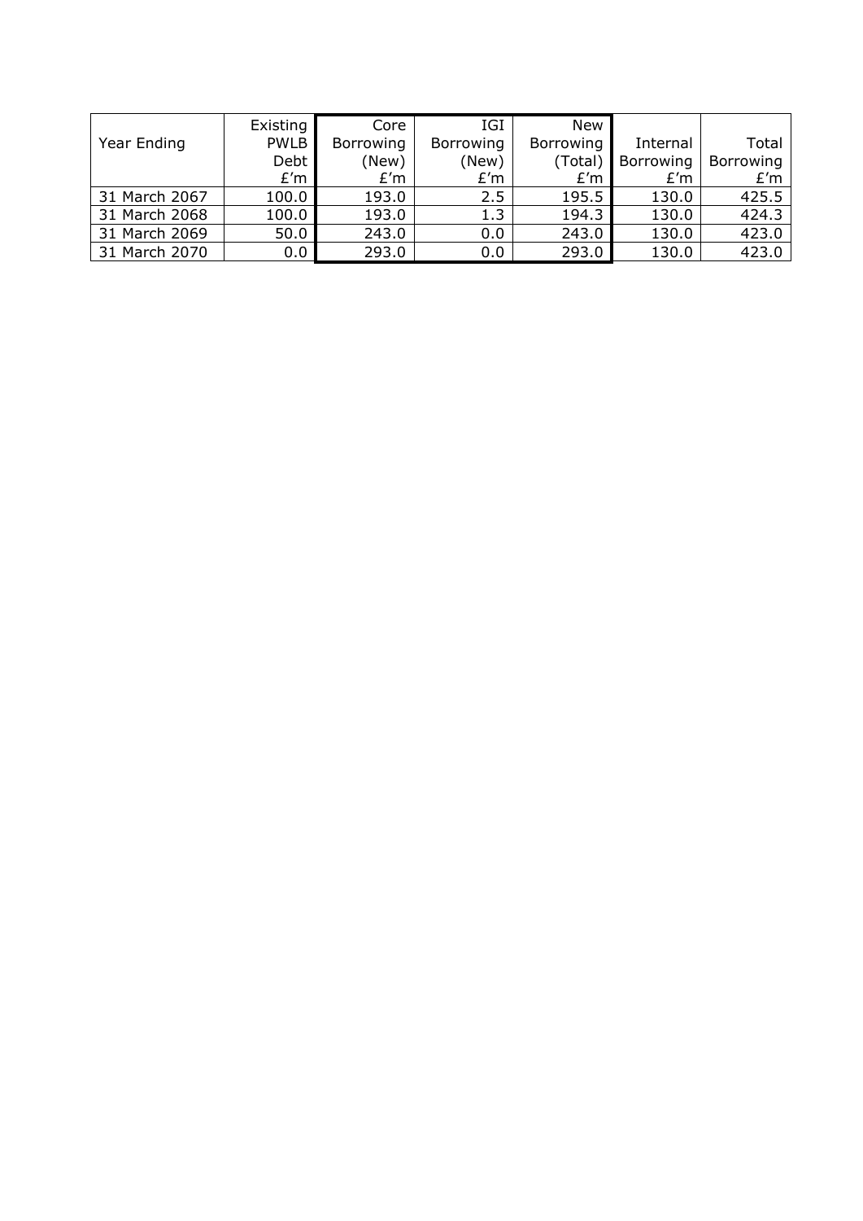| Year Ending | Existing PWLB Debt £'m | Core Borrowing (New) £'m | IGI Borrowing (New) £'m | New Borrowing (Total) £'m | Internal Borrowing £'m | Total Borrowing £'m |
|---|---|---|---|---|---|---|
| 31 March 2067 | 100.0 | 193.0 | 2.5 | 195.5 | 130.0 | 425.5 |
| 31 March 2068 | 100.0 | 193.0 | 1.3 | 194.3 | 130.0 | 424.3 |
| 31 March 2069 | 50.0 | 243.0 | 0.0 | 243.0 | 130.0 | 423.0 |
| 31 March 2070 | 0.0 | 293.0 | 0.0 | 293.0 | 130.0 | 423.0 |